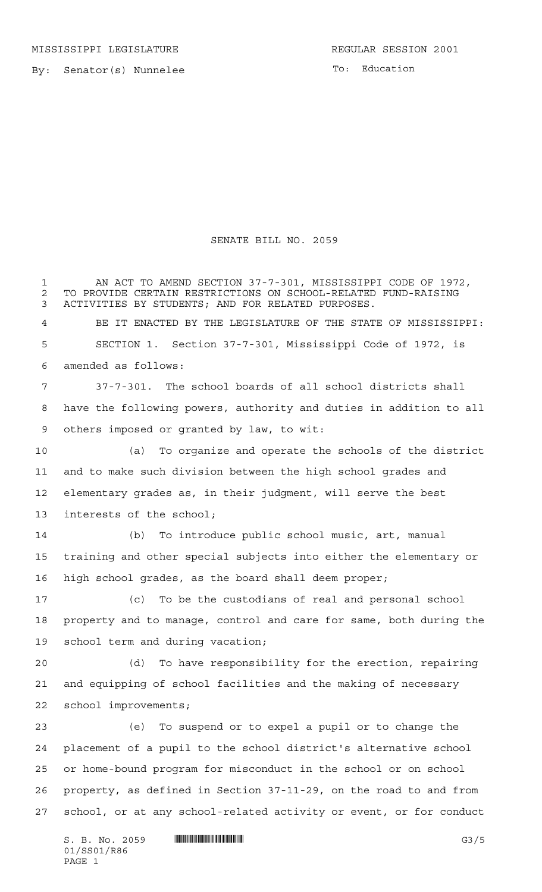MISSISSIPPI LEGISLATURE REGULAR SESSION 2001

By: Senator(s) Nunnelee

To: Education

# SENATE BILL NO. 2059

AN ACT TO AMEND SECTION 37-7-301, MISSISSIPPI CODE OF 1972, TO PROVIDE CERTAIN RESTRICTIONS ON SCHOOL-RELATED FUND-RAISING ACTIVITIES BY STUDENTS; AND FOR RELATED PURPOSES.

BE IT ENACTED BY THE LEGISLATURE OF THE STATE OF MISSISSIPPI:

SECTION 1. Section 37-7-301, Mississippi Code of 1972, is amended as follows:

37-7-301. The school boards of all school districts shall have the following powers, authority and duties in addition to all others imposed or granted by law, to wit:

(a) To organize and operate the schools of the district and to make such division between the high school grades and elementary grades as, in their judgment, will serve the best interests of the school;

(b) To introduce public school music, art, manual training and other special subjects into either the elementary or high school grades, as the board shall deem proper;

(c) To be the custodians of real and personal school property and to manage, control and care for same, both during the school term and during vacation;

(d) To have responsibility for the erection, repairing and equipping of school facilities and the making of necessary school improvements;

(e) To suspend or to expel a pupil or to change the placement of a pupil to the school district's alternative school or home-bound program for misconduct in the school or on school property, as defined in Section 37-11-29, on the road to and from school, or at any school-related activity or event, or for conduct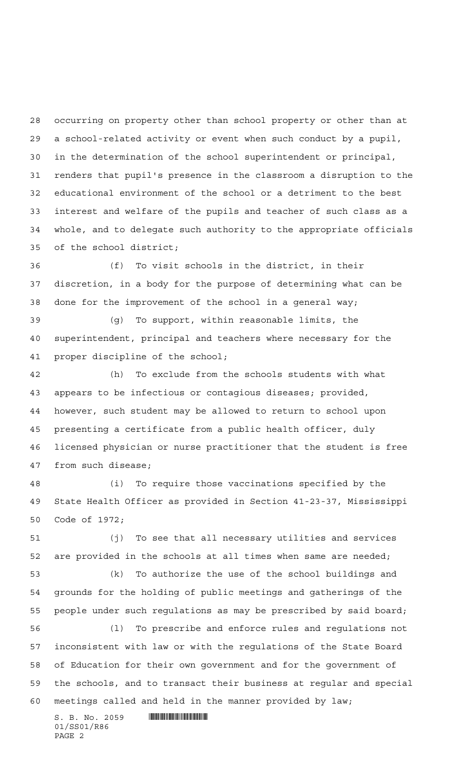occurring on property other than school property or other than at a school-related activity or event when such conduct by a pupil, in the determination of the school superintendent or principal, renders that pupil's presence in the classroom a disruption to the educational environment of the school or a detriment to the best interest and welfare of the pupils and teacher of such class as a whole, and to delegate such authority to the appropriate officials of the school district;

(f) To visit schools in the district, in their discretion, in a body for the purpose of determining what can be done for the improvement of the school in a general way;

(g) To support, within reasonable limits, the superintendent, principal and teachers where necessary for the proper discipline of the school;

(h) To exclude from the schools students with what appears to be infectious or contagious diseases; provided, however, such student may be allowed to return to school upon presenting a certificate from a public health officer, duly licensed physician or nurse practitioner that the student is free from such disease;

(i) To require those vaccinations specified by the State Health Officer as provided in Section 41-23-37, Mississippi Code of 1972;

(j) To see that all necessary utilities and services are provided in the schools at all times when same are needed;

(k) To authorize the use of the school buildings and grounds for the holding of public meetings and gatherings of the people under such regulations as may be prescribed by said board;

(l) To prescribe and enforce rules and regulations not inconsistent with law or with the regulations of the State Board of Education for their own government and for the government of the schools, and to transact their business at regular and special meetings called and held in the manner provided by law;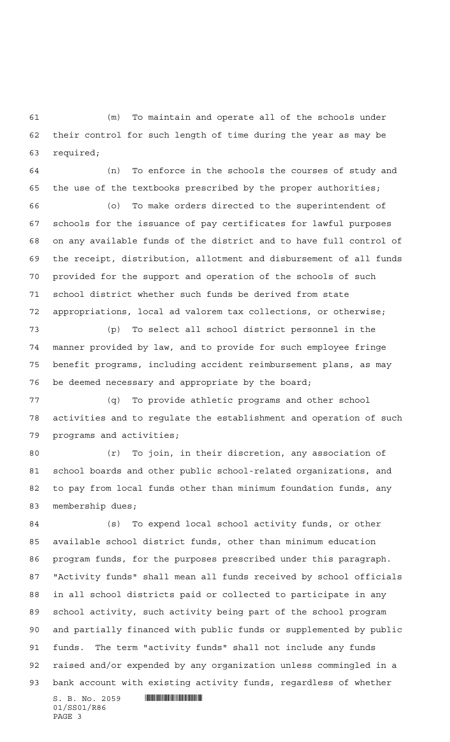(m) To maintain and operate all of the schools under their control for such length of time during the year as may be required;

(n) To enforce in the schools the courses of study and the use of the textbooks prescribed by the proper authorities;

(o) To make orders directed to the superintendent of schools for the issuance of pay certificates for lawful purposes on any available funds of the district and to have full control of the receipt, distribution, allotment and disbursement of all funds provided for the support and operation of the schools of such school district whether such funds be derived from state appropriations, local ad valorem tax collections, or otherwise;

(p) To select all school district personnel in the manner provided by law, and to provide for such employee fringe benefit programs, including accident reimbursement plans, as may be deemed necessary and appropriate by the board;

(q) To provide athletic programs and other school activities and to regulate the establishment and operation of such programs and activities;

(r) To join, in their discretion, any association of school boards and other public school-related organizations, and to pay from local funds other than minimum foundation funds, any membership dues;

(s) To expend local school activity funds, or other available school district funds, other than minimum education program funds, for the purposes prescribed under this paragraph. "Activity funds" shall mean all funds received by school officials in all school districts paid or collected to participate in any school activity, such activity being part of the school program and partially financed with public funds or supplemented by public funds. The term "activity funds" shall not include any funds raised and/or expended by any organization unless commingled in a bank account with existing activity funds, regardless of whether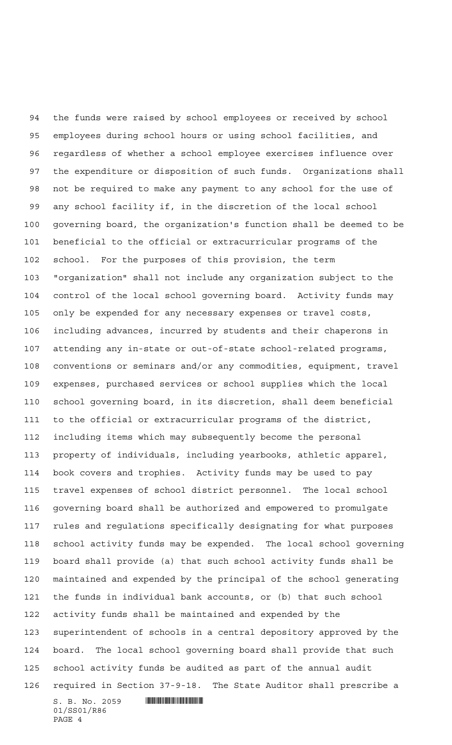the funds were raised by school employees or received by school employees during school hours or using school facilities, and regardless of whether a school employee exercises influence over the expenditure or disposition of such funds. Organizations shall not be required to make any payment to any school for the use of any school facility if, in the discretion of the local school governing board, the organization's function shall be deemed to be beneficial to the official or extracurricular programs of the school. For the purposes of this provision, the term "organization" shall not include any organization subject to the control of the local school governing board. Activity funds may only be expended for any necessary expenses or travel costs, including advances, incurred by students and their chaperons in attending any in-state or out-of-state school-related programs, conventions or seminars and/or any commodities, equipment, travel expenses, purchased services or school supplies which the local school governing board, in its discretion, shall deem beneficial to the official or extracurricular programs of the district, including items which may subsequently become the personal property of individuals, including yearbooks, athletic apparel, book covers and trophies. Activity funds may be used to pay travel expenses of school district personnel. The local school governing board shall be authorized and empowered to promulgate rules and regulations specifically designating for what purposes school activity funds may be expended. The local school governing board shall provide (a) that such school activity funds shall be maintained and expended by the principal of the school generating the funds in individual bank accounts, or (b) that such school activity funds shall be maintained and expended by the superintendent of schools in a central depository approved by the board. The local school governing board shall provide that such school activity funds be audited as part of the annual audit required in Section 37-9-18. The State Auditor shall prescribe a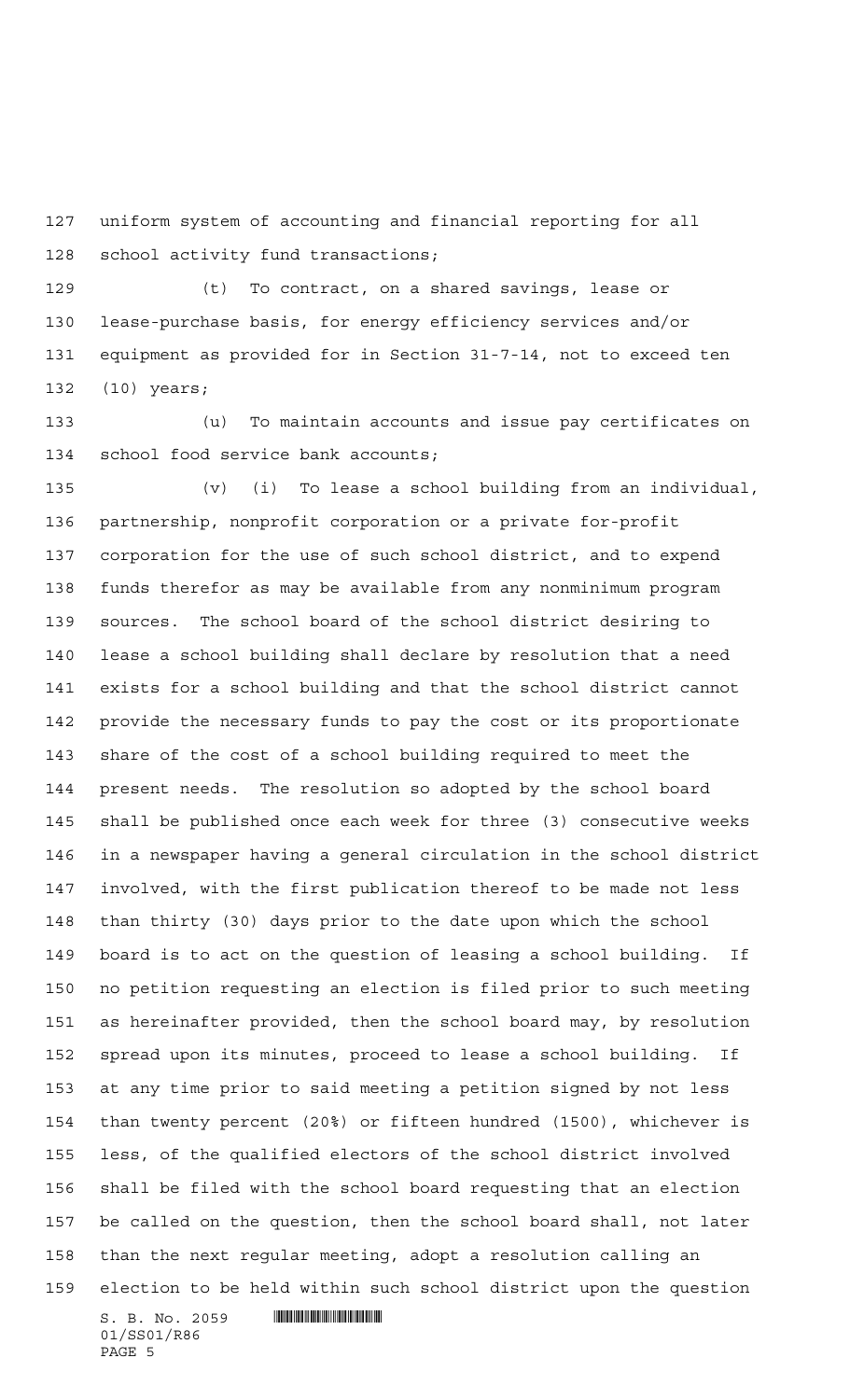uniform system of accounting and financial reporting for all school activity fund transactions;

(t) To contract, on a shared savings, lease or lease-purchase basis, for energy efficiency services and/or equipment as provided for in Section 31-7-14, not to exceed ten (10) years;

(u) To maintain accounts and issue pay certificates on school food service bank accounts;

(v) (i) To lease a school building from an individual, partnership, nonprofit corporation or a private for-profit corporation for the use of such school district, and to expend funds therefor as may be available from any nonminimum program sources. The school board of the school district desiring to lease a school building shall declare by resolution that a need exists for a school building and that the school district cannot provide the necessary funds to pay the cost or its proportionate share of the cost of a school building required to meet the present needs. The resolution so adopted by the school board shall be published once each week for three (3) consecutive weeks in a newspaper having a general circulation in the school district involved, with the first publication thereof to be made not less than thirty (30) days prior to the date upon which the school board is to act on the question of leasing a school building. If no petition requesting an election is filed prior to such meeting as hereinafter provided, then the school board may, by resolution spread upon its minutes, proceed to lease a school building. If at any time prior to said meeting a petition signed by not less than twenty percent (20%) or fifteen hundred (1500), whichever is less, of the qualified electors of the school district involved shall be filed with the school board requesting that an election be called on the question, then the school board shall, not later than the next regular meeting, adopt a resolution calling an election to be held within such school district upon the question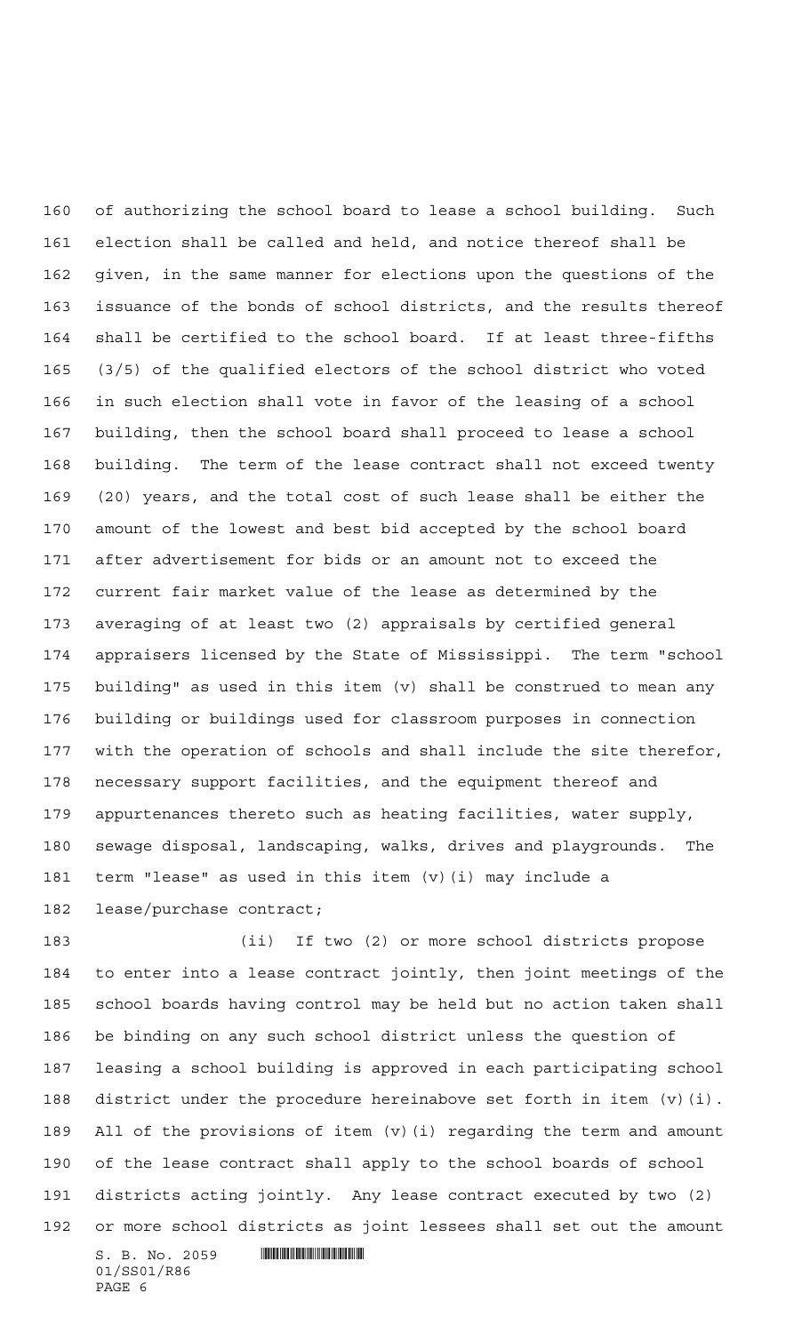of authorizing the school board to lease a school building. Such election shall be called and held, and notice thereof shall be given, in the same manner for elections upon the questions of the issuance of the bonds of school districts, and the results thereof shall be certified to the school board. If at least three-fifths (3/5) of the qualified electors of the school district who voted in such election shall vote in favor of the leasing of a school building, then the school board shall proceed to lease a school building. The term of the lease contract shall not exceed twenty (20) years, and the total cost of such lease shall be either the amount of the lowest and best bid accepted by the school board after advertisement for bids or an amount not to exceed the current fair market value of the lease as determined by the averaging of at least two (2) appraisals by certified general appraisers licensed by the State of Mississippi. The term "school building" as used in this item (v) shall be construed to mean any building or buildings used for classroom purposes in connection with the operation of schools and shall include the site therefor, necessary support facilities, and the equipment thereof and appurtenances thereto such as heating facilities, water supply, sewage disposal, landscaping, walks, drives and playgrounds. The term "lease" as used in this item (v)(i) may include a lease/purchase contract;

(ii) If two (2) or more school districts propose to enter into a lease contract jointly, then joint meetings of the school boards having control may be held but no action taken shall be binding on any such school district unless the question of leasing a school building is approved in each participating school district under the procedure hereinabove set forth in item (v)(i). All of the provisions of item (v)(i) regarding the term and amount of the lease contract shall apply to the school boards of school districts acting jointly. Any lease contract executed by two (2) or more school districts as joint lessees shall set out the amount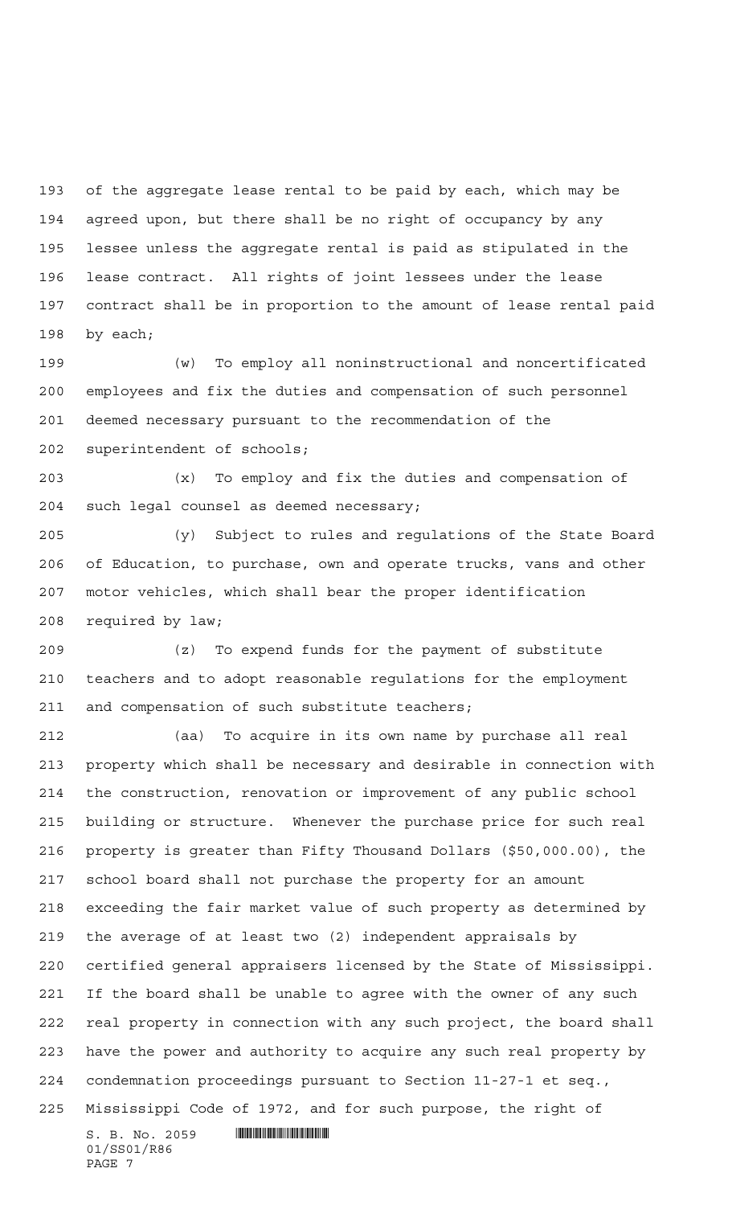of the aggregate lease rental to be paid by each, which may be agreed upon, but there shall be no right of occupancy by any lessee unless the aggregate rental is paid as stipulated in the lease contract. All rights of joint lessees under the lease contract shall be in proportion to the amount of lease rental paid by each;

(w) To employ all noninstructional and noncertificated employees and fix the duties and compensation of such personnel deemed necessary pursuant to the recommendation of the superintendent of schools;

(x) To employ and fix the duties and compensation of such legal counsel as deemed necessary;

(y) Subject to rules and regulations of the State Board of Education, to purchase, own and operate trucks, vans and other motor vehicles, which shall bear the proper identification required by law;

(z) To expend funds for the payment of substitute teachers and to adopt reasonable regulations for the employment and compensation of such substitute teachers;

(aa) To acquire in its own name by purchase all real property which shall be necessary and desirable in connection with the construction, renovation or improvement of any public school building or structure. Whenever the purchase price for such real property is greater than Fifty Thousand Dollars ($50,000.00), the school board shall not purchase the property for an amount exceeding the fair market value of such property as determined by the average of at least two (2) independent appraisals by certified general appraisers licensed by the State of Mississippi. If the board shall be unable to agree with the owner of any such real property in connection with any such project, the board shall have the power and authority to acquire any such real property by condemnation proceedings pursuant to Section 11-27-1 et seq., Mississippi Code of 1972, and for such purpose, the right of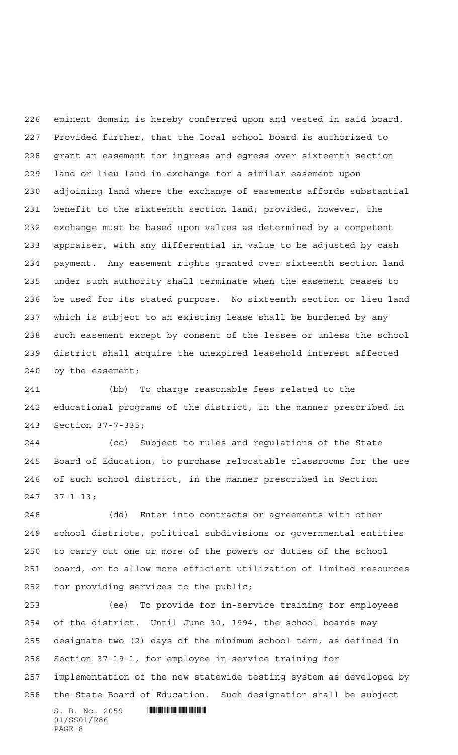eminent domain is hereby conferred upon and vested in said board. Provided further, that the local school board is authorized to grant an easement for ingress and egress over sixteenth section land or lieu land in exchange for a similar easement upon adjoining land where the exchange of easements affords substantial benefit to the sixteenth section land; provided, however, the exchange must be based upon values as determined by a competent appraiser, with any differential in value to be adjusted by cash payment. Any easement rights granted over sixteenth section land under such authority shall terminate when the easement ceases to be used for its stated purpose. No sixteenth section or lieu land which is subject to an existing lease shall be burdened by any such easement except by consent of the lessee or unless the school district shall acquire the unexpired leasehold interest affected by the easement;

(bb) To charge reasonable fees related to the educational programs of the district, in the manner prescribed in Section 37-7-335;

(cc) Subject to rules and regulations of the State Board of Education, to purchase relocatable classrooms for the use of such school district, in the manner prescribed in Section 37-1-13;

(dd) Enter into contracts or agreements with other school districts, political subdivisions or governmental entities to carry out one or more of the powers or duties of the school board, or to allow more efficient utilization of limited resources for providing services to the public;

(ee) To provide for in-service training for employees of the district. Until June 30, 1994, the school boards may designate two (2) days of the minimum school term, as defined in Section 37-19-1, for employee in-service training for implementation of the new statewide testing system as developed by the State Board of Education. Such designation shall be subject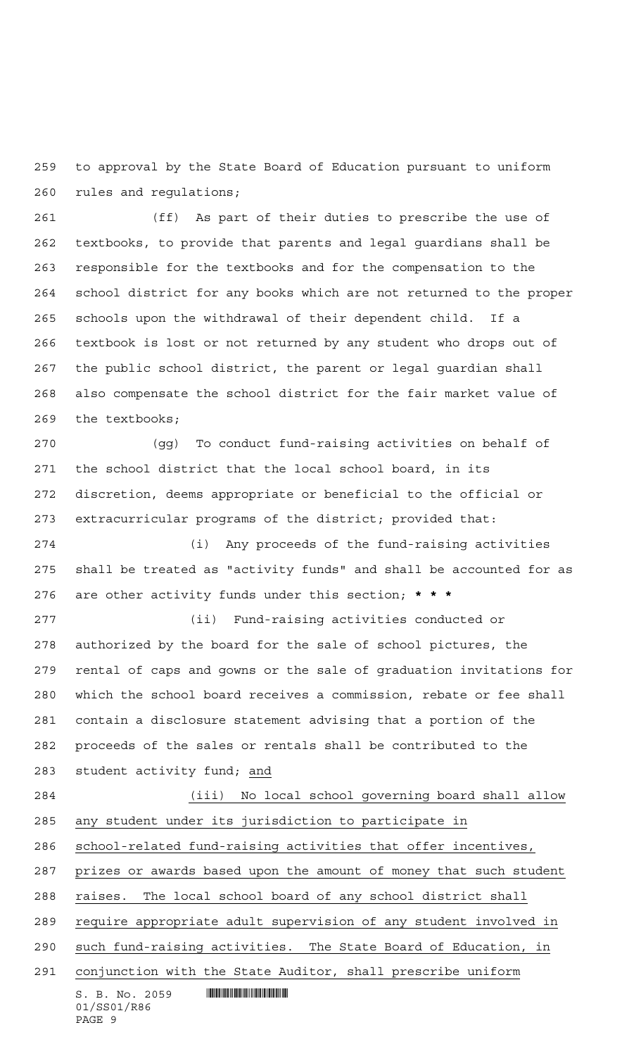to approval by the State Board of Education pursuant to uniform rules and regulations;

(ff) As part of their duties to prescribe the use of textbooks, to provide that parents and legal guardians shall be responsible for the textbooks and for the compensation to the school district for any books which are not returned to the proper schools upon the withdrawal of their dependent child. If a textbook is lost or not returned by any student who drops out of the public school district, the parent or legal guardian shall also compensate the school district for the fair market value of the textbooks;

(gg) To conduct fund-raising activities on behalf of the school district that the local school board, in its discretion, deems appropriate or beneficial to the official or extracurricular programs of the district; provided that:

(i) Any proceeds of the fund-raising activities shall be treated as "activity funds" and shall be accounted for as are other activity funds under this section; **\* \* \***

(ii) Fund-raising activities conducted or authorized by the board for the sale of school pictures, the rental of caps and gowns or the sale of graduation invitations for which the school board receives a commission, rebate or fee shall contain a disclosure statement advising that a portion of the proceeds of the sales or rentals shall be contributed to the student activity fund; <u>and</u>

<u>(iii) No local school governing board shall allow any student under its jurisdiction to participate in school-related fund-raising activities that offer incentives, prizes or awards based upon the amount of money that such student raises. The local school board of any school district shall require appropriate adult supervision of any student involved in such fund-raising activities. The State Board of Education, in conjunction with the State Auditor, shall prescribe uniform</u>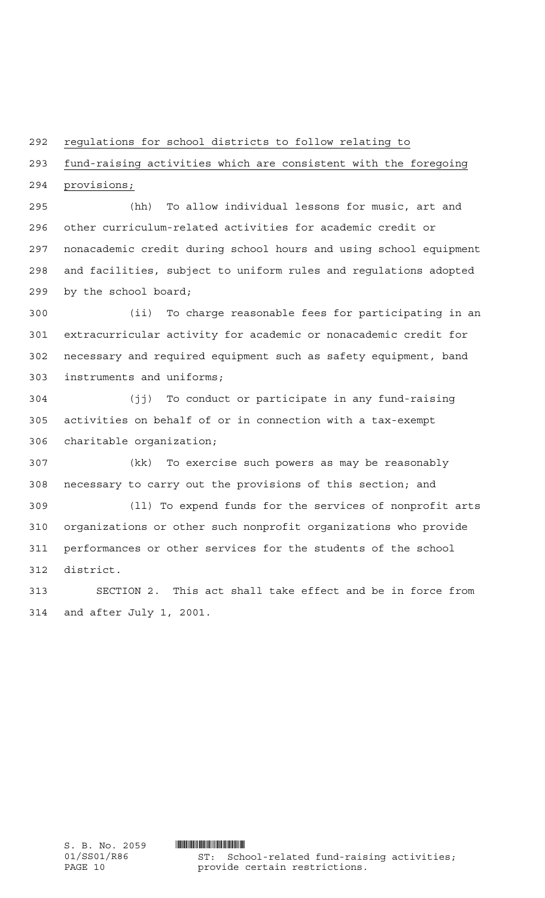regulations for school districts to follow relating to fund-raising activities which are consistent with the foregoing provisions;

(hh) To allow individual lessons for music, art and other curriculum-related activities for academic credit or nonacademic credit during school hours and using school equipment and facilities, subject to uniform rules and regulations adopted by the school board;

(ii) To charge reasonable fees for participating in an extracurricular activity for academic or nonacademic credit for necessary and required equipment such as safety equipment, band instruments and uniforms;

(jj) To conduct or participate in any fund-raising activities on behalf of or in connection with a tax-exempt charitable organization;

(kk) To exercise such powers as may be reasonably necessary to carry out the provisions of this section; and

(ll) To expend funds for the services of nonprofit arts organizations or other such nonprofit organizations who provide performances or other services for the students of the school district.

SECTION 2. This act shall take effect and be in force from and after July 1, 2001.

S. B. No. 2059
01/SS01/R86
ST: School-related fund-raising activities; provide certain restrictions.